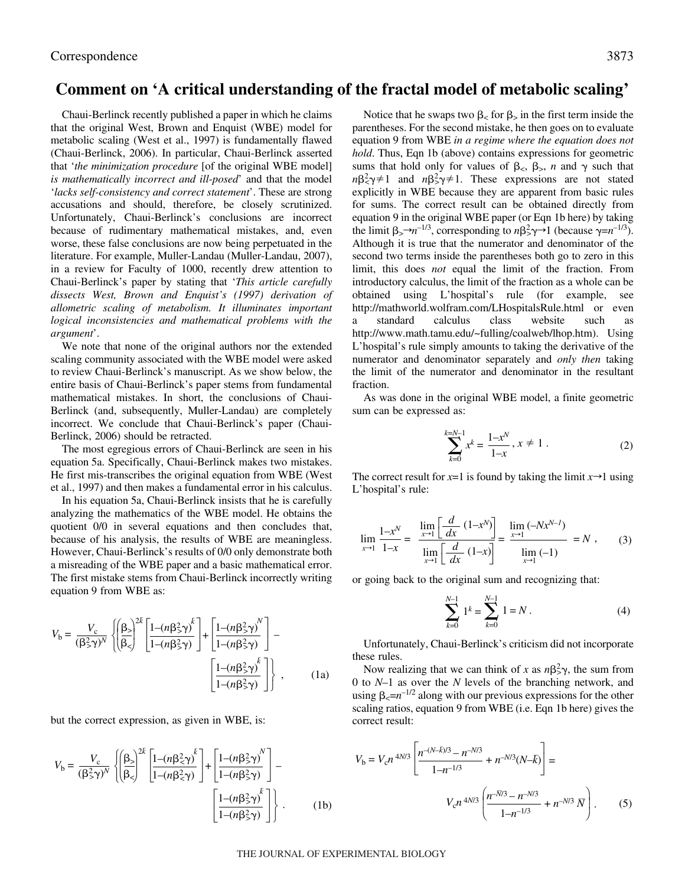# Comment on 'A critical understanding of the fractal model of metabolic scaling'

Chaui-Berlinck recently published a paper in which he claims that the original West, Brown and Enquist (WBE) model for metabolic scaling (West et al., 1997) is fundamentally flawed (Chaui-Berlinck, 2006). In particular, Chaui-Berlinck asserted that '*the minimization procedure* [of the original WBE model] *is mathematically incorrect and ill-posed*' and that the model '*lacks self-consistency and correct statement*'. These are strong accusations and should, therefore, be closely scrutinized. Unfortunately, Chaui-Berlinck's conclusions are incorrect because of rudimentary mathematical mistakes, and, even worse, these false conclusions are now being perpetuated in the literature. For example, Muller-Landau (Muller-Landau, 2007), in a review for Faculty of 1000, recently drew attention to Chaui-Berlinck's paper by stating that '*This article carefully dissects West, Brown and Enquist's (1997) derivation of allometric scaling of metabolism. It illuminates important logical inconsistencies and mathematical problems with the argument*'.

We note that none of the original authors nor the extended scaling community associated with the WBE model were asked to review Chaui-Berlinck's manuscript. As we show below, the entire basis of Chaui-Berlinck's paper stems from fundamental mathematical mistakes. In short, the conclusions of Chaui-Berlinck (and, subsequently, Muller-Landau) are completely incorrect. We conclude that Chaui-Berlinck's paper (Chaui-Berlinck, 2006) should be retracted.

The most egregious errors of Chaui-Berlinck are seen in his equation 5a. Specifically, Chaui-Berlinck makes two mistakes. He first mis-transcribes the original equation from WBE (West et al., 1997) and then makes a fundamental error in his calculus.

In his equation 5a, Chaui-Berlinck insists that he is carefully analyzing the mathematics of the WBE model. He obtains the quotient 0/0 in several equations and then concludes that, because of his analysis, the results of WBE are meaningless. However, Chaui-Berlinck's results of 0/0 only demonstrate both a misreading of the WBE paper and a basic mathematical error. The first mistake stems from Chaui-Berlinck incorrectly writing equation 9 from WBE as:

$$V_b = \frac{V_c}{(\beta_>^2\gamma)^N}\left\{\left(\frac{\beta_>}{\beta_<}\right)^{2\bar{k}}\left[\frac{1-(n\beta_>^2\gamma)^{\bar{k}}}{1-(n\beta_>^2\gamma)}\right]+\left[\frac{1-(n\beta_>^2\gamma)^N}{1-(n\beta_>^2\gamma)}\right]-\left[\frac{1-(n\beta_>^2\gamma)^{\bar{k}}}{1-(n\beta_>^2\gamma)}\right]\right\}, \quad (1a)$$

but the correct expression, as given in WBE, is:

$$V_b = \frac{V_c}{(\beta_>^2\gamma)^N}\left\{\left(\frac{\beta_>}{\beta_<}\right)^{2\bar{k}}\left[\frac{1-(n\beta_<^2\gamma)^{\bar{k}}}{1-(n\beta_<^2\gamma)}\right]+\left[\frac{1-(n\beta_>^2\gamma)^N}{1-(n\beta_>^2\gamma)}\right]-\left[\frac{1-(n\beta_>^2\gamma)^{\bar{k}}}{1-(n\beta_>^2\gamma)}\right]\right\}. \quad (1b)$$

Notice that he swaps two $\beta_<$ for $\beta_>$ in the first term inside the parentheses. For the second mistake, he then goes on to evaluate equation 9 from WBE *in a regime where the equation does not hold*. Thus, Eqn 1b (above) contains expressions for geometric sums that hold only for values of $\beta_<$, $\beta_>$, $n$ and $\gamma$ such that $n\beta_<^2\gamma\neq 1$ and $n\beta_>^2\gamma\neq 1$. These expressions are not stated explicitly in WBE because they are apparent from basic rules for sums. The correct result can be obtained directly from equation 9 in the original WBE paper (or Eqn 1b here) by taking the limit $\beta_>\rightarrow n^{-1/3}$, corresponding to $n\beta_>^2\gamma\rightarrow 1$ (because $\gamma=n^{-1/3}$). Although it is true that the numerator and denominator of the second two terms inside the parentheses both go to zero in this limit, this does *not* equal the limit of the fraction. From introductory calculus, the limit of the fraction as a whole can be obtained using L'hospital's rule (for example, see http://mathworld.wolfram.com/LHospitalsRule.html or even a standard calculus class website such as http://www.math.tamu.edu/~fulling/coalweb/lhop.htm). Using L'hospital's rule simply amounts to taking the derivative of the numerator and denominator separately and *only then* taking the limit of the numerator and denominator in the resultant fraction.

As was done in the original WBE model, a finite geometric sum can be expressed as:

$$\sum_{k=0}^{k=N-1} x^k = \frac{1-x^N}{1-x}, x \neq 1. \quad (2)$$

The correct result for $x$=1 is found by taking the limit $x\rightarrow 1$ using L'hospital's rule:

$$\lim_{x\rightarrow 1}\frac{1-x^N}{1-x} = \frac{\lim_{x\rightarrow 1}\left[\frac{d}{dx}(1-x^N)\right]}{\lim_{x\rightarrow 1}\left[\frac{d}{dx}(1-x)\right]} = \frac{\lim_{x\rightarrow 1}(-Nx^{N-1})}{\lim_{x\rightarrow 1}(-1)} = N, \quad (3)$$

or going back to the original sum and recognizing that:

$$\sum_{k=0}^{N-1} 1^k = \sum_{k=0}^{N-1} 1 = N. \quad (4)$$

Unfortunately, Chaui-Berlinck's criticism did not incorporate these rules.

Now realizing that we can think of $x$ as $n\beta_>^2\gamma$, the sum from 0 to $N$–1 as over the $N$ levels of the branching network, and using $\beta_<=n^{-1/2}$ along with our previous expressions for the other scaling ratios, equation 9 from WBE (i.e. Eqn 1b here) gives the correct result:

$$V_b = V_c n^{4N/3}\left[\frac{n^{-(N-\bar{k})/3}-n^{-N/3}}{1-n^{-1/3}}+n^{-N/3}(N-\bar{k})\right] = V_c n^{4N/3}\left(\frac{n^{-\bar{N}/3}-n^{-N/3}}{1-n^{-1/3}}+n^{-N/3}\,\bar{N}\right). \quad (5)$$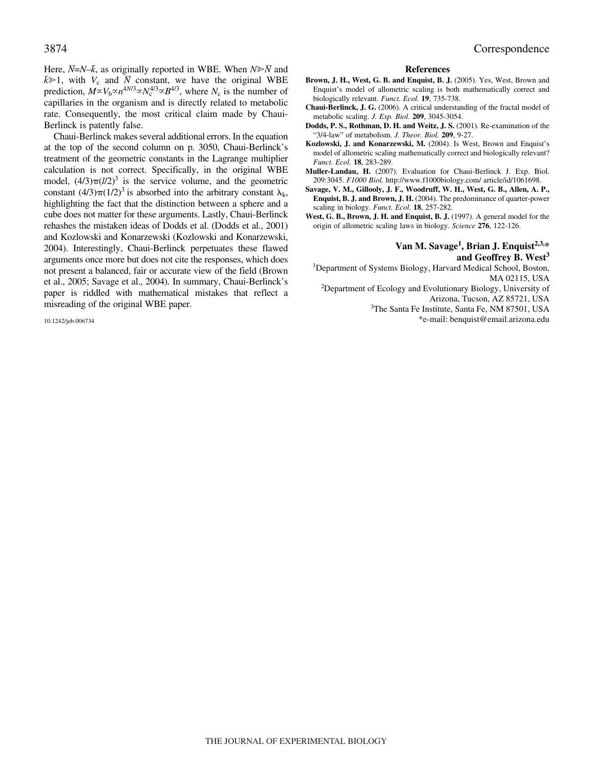Here, $\bar{N}=N-\bar{k}$, as originally reported in WBE. When $N \gg \bar{N}$ and $\bar{k} \gg 1$, with $V_c$ and $\bar{N}$ constant, we have the original WBE prediction, $M \propto V_b \propto n^{4N/3} \propto N_c^{4/3} \propto B^{4/3}$, where $N_c$ is the number of capillaries in the organism and is directly related to metabolic rate. Consequently, the most critical claim made by Chaui-Berlinck is patently false.

Chaui-Berlinck makes several additional errors. In the equation at the top of the second column on p. 3050, Chaui-Berlinck's treatment of the geometric constants in the Lagrange multiplier calculation is not correct. Specifically, in the original WBE model, $(4/3)\pi(l/2)^3$ is the service volume, and the geometric constant $(4/3)\pi(1/2)^3$ is absorbed into the arbitrary constant $\lambda_k$, highlighting the fact that the distinction between a sphere and a cube does not matter for these arguments. Lastly, Chaui-Berlinck rehashes the mistaken ideas of Dodds et al. (Dodds et al., 2001) and Kozlowski and Konarzewski (Kozlowski and Konarzewski, 2004). Interestingly, Chaui-Berlinck perpetuates these flawed arguments once more but does not cite the responses, which does not present a balanced, fair or accurate view of the field (Brown et al., 2005; Savage et al., 2004). In summary, Chaui-Berlinck's paper is riddled with mathematical mistakes that reflect a misreading of the original WBE paper.

10.1242/jeb.006734

## References

**Brown, J. H., West, G. B. and Enquist, B. J.** (2005). Yes, West, Brown and Enquist's model of allometric scaling is both mathematically correct and biologically relevant. *Funct. Ecol.* **19**, 735-738.

**Chaui-Berlinck, J. G.** (2006). A critical understanding of the fractal model of metabolic scaling. *J. Exp. Biol.* **209**, 3045-3054.

**Dodds, P. S., Rothman, D. H. and Weitz, J. S.** (2001). Re-examination of the "3/4-law" of metabolism. *J. Theor. Biol.* **209**, 9-27.

**Kozlowski, J. and Konarzewski, M.** (2004). Is West, Brown and Enquist's model of allometric scaling mathematically correct and biologically relevant? *Funct. Ecol.* **18**, 283-289.

**Muller-Landau, H.** (2007). Evaluation for Chaui-Berlinck J. Exp. Biol. 209:3045. *F1000 Biol.* http://www.f1000biology.com/ article/id/1061698.

**Savage, V. M., Gillooly, J. F., Woodruff, W. H., West, G. B., Allen, A. P., Enquist, B. J. and Brown, J. H.** (2004). The predominance of quarter-power scaling in biology. *Funct. Ecol.* **18**, 257-282.

**West, G. B., Brown, J. H. and Enquist, B. J.** (1997). A general model for the origin of allometric scaling laws in biology. *Science* **276**, 122-126.

**Van M. Savage[1], Brian J. Enquist[2,3,*] and Geoffrey B. West[3]**

[1]Department of Systems Biology, Harvard Medical School, Boston, MA 02115, USA

[2]Department of Ecology and Evolutionary Biology, University of Arizona, Tucson, AZ 85721, USA

[3]The Santa Fe Institute, Santa Fe, NM 87501, USA

*e-mail: benquist@email.arizona.edu